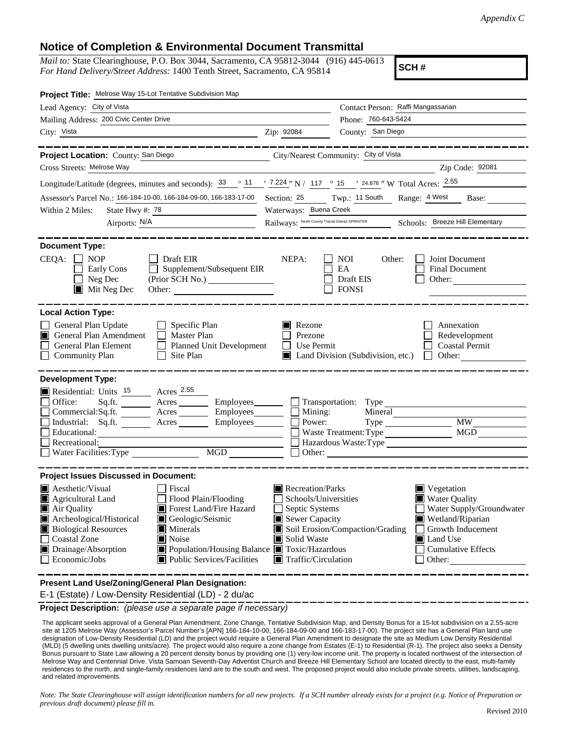*Appendix C*

# Notice of Completion & Environmental Document Transmittal

*Mail to:* State Clearinghouse, P.O. Box 3044, Sacramento, CA 95812-3044 (916) 445-0613
*For Hand Delivery/Street Address:* 1400 Tenth Street, Sacramento, CA 95814

**SCH #**

**Project Title:** Melrose Way 15-Lot Tentative Subdivision Map

Lead Agency: City of Vista | Contact Person: Raffi Mangassarian
Mailing Address: 200 Civic Center Drive | Phone: 760-643-5424
City: Vista | Zip: 92084 | County: San Diego

---

**Project Location:** County: San Diego | City/Nearest Community: City of Vista
Cross Streets: Melrose Way | Zip Code: 92081

Longitude/Latitude (degrees, minutes and seconds): 33 ° 11 ′ 7.224 ″ N / 117 ° 15 ′ 24.876 ″ W Total Acres: 2.55

Assessor's Parcel No.: 166-184-10-00, 166-184-09-00, 166-183-17-00 | Section: 25 | Twp.: 11 South | Range: 4 West | Base:

Within 2 Miles: State Hwy #: 78 | Waterways: Buena Creek
Airports: N/A | Railways: North County Transit District SPRINTER | Schools: Breeze Hill Elementary

---

**Document Type:**

CEQA:
- ☐ NOP
- ☐ Early Cons
- ☐ Neg Dec
- ☒ Mit Neg Dec
- ☐ Draft EIR
- ☐ Supplement/Subsequent EIR (Prior SCH No.)
- Other:

NEPA:
- ☐ NOI
- ☐ EA
- ☐ Draft EIS
- ☐ FONSI

Other:
- ☐ Joint Document
- ☐ Final Document
- ☐ Other:

---

**Local Action Type:**

- ☐ General Plan Update
- ☒ General Plan Amendment
- ☐ General Plan Element
- ☐ Community Plan
- ☐ Specific Plan
- ☐ Master Plan
- ☐ Planned Unit Development
- ☐ Site Plan
- ☒ Rezone
- ☐ Prezone
- ☐ Use Permit
- ☒ Land Division (Subdivision, etc.)
- ☐ Annexation
- ☐ Redevelopment
- ☐ Coastal Permit
- ☐ Other:

---

**Development Type:**

- ☒ Residential: Units 15 Acres 2.55
- ☐ Office: Sq.ft. Acres Employees
- ☐ Commercial: Sq.ft. Acres Employees
- ☐ Industrial: Sq.ft. Acres Employees
- ☐ Educational:
- ☐ Recreational:
- ☐ Water Facilities: Type MGD
- ☐ Transportation: Type
- ☐ Mining: Mineral
- ☐ Power: Type MW
- ☐ Waste Treatment: Type MGD
- ☐ Hazardous Waste: Type
- ☐ Other:

---

**Project Issues Discussed in Document:**

- ☒ Aesthetic/Visual
- ☒ Agricultural Land
- ☒ Air Quality
- ☒ Archeological/Historical
- ☒ Biological Resources
- ☐ Coastal Zone
- ☒ Drainage/Absorption
- ☐ Economic/Jobs
- ☐ Fiscal
- ☐ Flood Plain/Flooding
- ☒ Forest Land/Fire Hazard
- ☒ Geologic/Seismic
- ☒ Minerals
- ☒ Noise
- ☒ Population/Housing Balance
- ☒ Public Services/Facilities
- ☒ Recreation/Parks
- ☐ Schools/Universities
- ☐ Septic Systems
- ☒ Sewer Capacity
- ☒ Soil Erosion/Compaction/Grading
- ☒ Solid Waste
- ☒ Toxic/Hazardous
- ☒ Traffic/Circulation
- ☒ Vegetation
- ☒ Water Quality
- ☐ Water Supply/Groundwater
- ☒ Wetland/Riparian
- ☐ Growth Inducement
- ☒ Land Use
- ☐ Cumulative Effects
- ☐ Other:

---

**Present Land Use/Zoning/General Plan Designation:**

E-1 (Estate) / Low-Density Residential (LD) - 2 du/ac

**Project Description:** *(please use a separate page if necessary)*

The applicant seeks approval of a General Plan Amendment, Zone Change, Tentative Subdivision Map, and Density Bonus for a 15-lot subdivision on a 2.55-acre site at 1205 Melrose Way (Assessor's Parcel Number's [APN] 166-184-10-00, 166-184-09-00 and 166-183-17-00). The project site has a General Plan land use designation of Low-Density Residential (LD) and the project would require a General Plan Amendment to designate the site as Medium Low Density Residential (MLD) (5 dwelling units dwelling units/acre). The project would also require a zone change from Estates (E-1) to Residential (R-1). The project also seeks a Density Bonus pursuant to State Law allowing a 20 percent density bonus by providing one (1) very-low income unit. The property is located northwest of the intersection of Melrose Way and Centennial Drive. Vista Samoan Seventh-Day Adventist Church and Breeze Hill Elementary School are located directly to the east, multi-family residences to the north, and single-family residences land are to the south and west. The proposed project would also include private streets, utilities, landscaping, and related improvements.

*Note: The State Clearinghouse will assign identification numbers for all new projects. If a SCH number already exists for a project (e.g. Notice of Preparation or previous draft document) please fill in.*

Revised 2010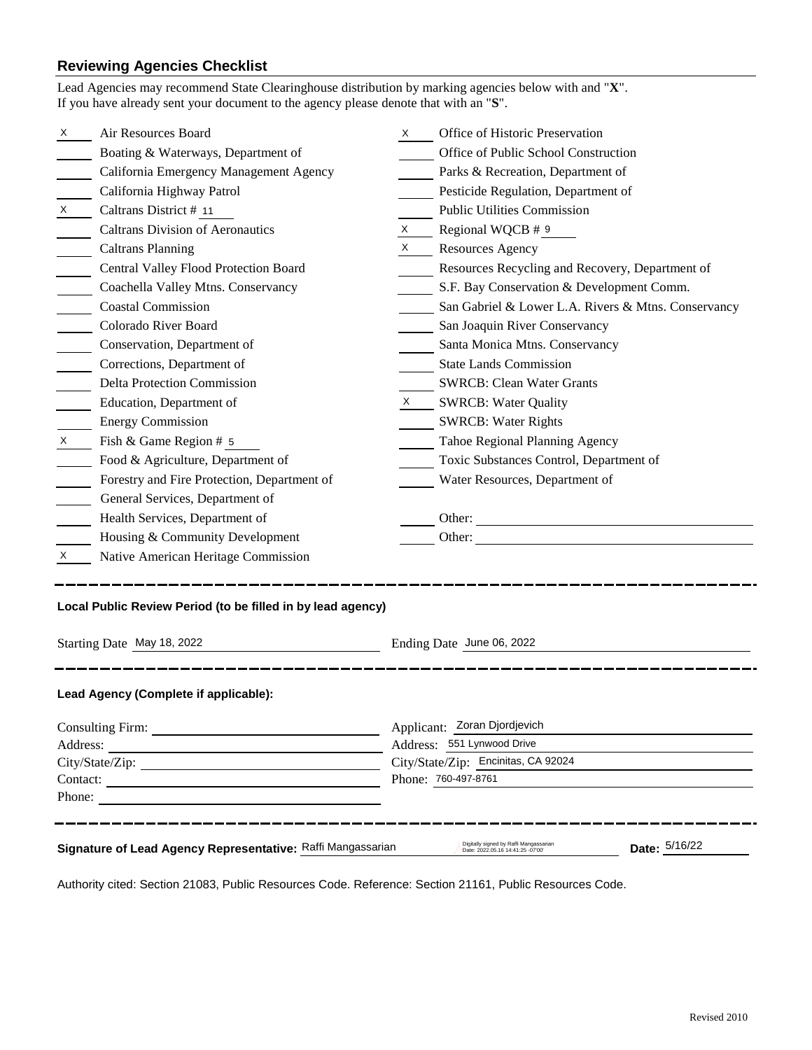## Reviewing Agencies Checklist

Lead Agencies may recommend State Clearinghouse distribution by marking agencies below with and "**X**". If you have already sent your document to the agency please denote that with an "**S**".

| | | | |
|---|---|---|---|
| X | Air Resources Board | X | Office of Historic Preservation |
| | Boating & Waterways, Department of | | Office of Public School Construction |
| | California Emergency Management Agency | | Parks & Recreation, Department of |
| | California Highway Patrol | | Pesticide Regulation, Department of |
| X | Caltrans District # 11 | | Public Utilities Commission |
| | Caltrans Division of Aeronautics | X | Regional WQCB # 9 |
| | Caltrans Planning | X | Resources Agency |
| | Central Valley Flood Protection Board | | Resources Recycling and Recovery, Department of |
| | Coachella Valley Mtns. Conservancy | | S.F. Bay Conservation & Development Comm. |
| | Coastal Commission | | San Gabriel & Lower L.A. Rivers & Mtns. Conservancy |
| | Colorado River Board | | San Joaquin River Conservancy |
| | Conservation, Department of | | Santa Monica Mtns. Conservancy |
| | Corrections, Department of | | State Lands Commission |
| | Delta Protection Commission | | SWRCB: Clean Water Grants |
| | Education, Department of | X | SWRCB: Water Quality |
| | Energy Commission | | SWRCB: Water Rights |
| X | Fish & Game Region # 5 | | Tahoe Regional Planning Agency |
| | Food & Agriculture, Department of | | Toxic Substances Control, Department of |
| | Forestry and Fire Protection, Department of | | Water Resources, Department of |
| | General Services, Department of | | |
| | Health Services, Department of | | Other: |
| | Housing & Community Development | | Other: |
| X | Native American Heritage Commission | | |

---

**Local Public Review Period (to be filled in by lead agency)**

Starting Date May 18, 2022 Ending Date June 06, 2022

---

**Lead Agency (Complete if applicable):**

Consulting Firm:
Address:
City/State/Zip:
Contact:
Phone:

Applicant: Zoran Djordjevich
Address: 551 Lynwood Drive
City/State/Zip: Encinitas, CA 92024
Phone: 760-497-8761

---

**Signature of Lead Agency Representative:** Raffi Mangassarian (Digitally signed by Raffi Mangassarian Date: 2022.05.16 14:41:25 -07'00') **Date:** 5/16/22

Authority cited: Section 21083, Public Resources Code. Reference: Section 21161, Public Resources Code.

Revised 2010